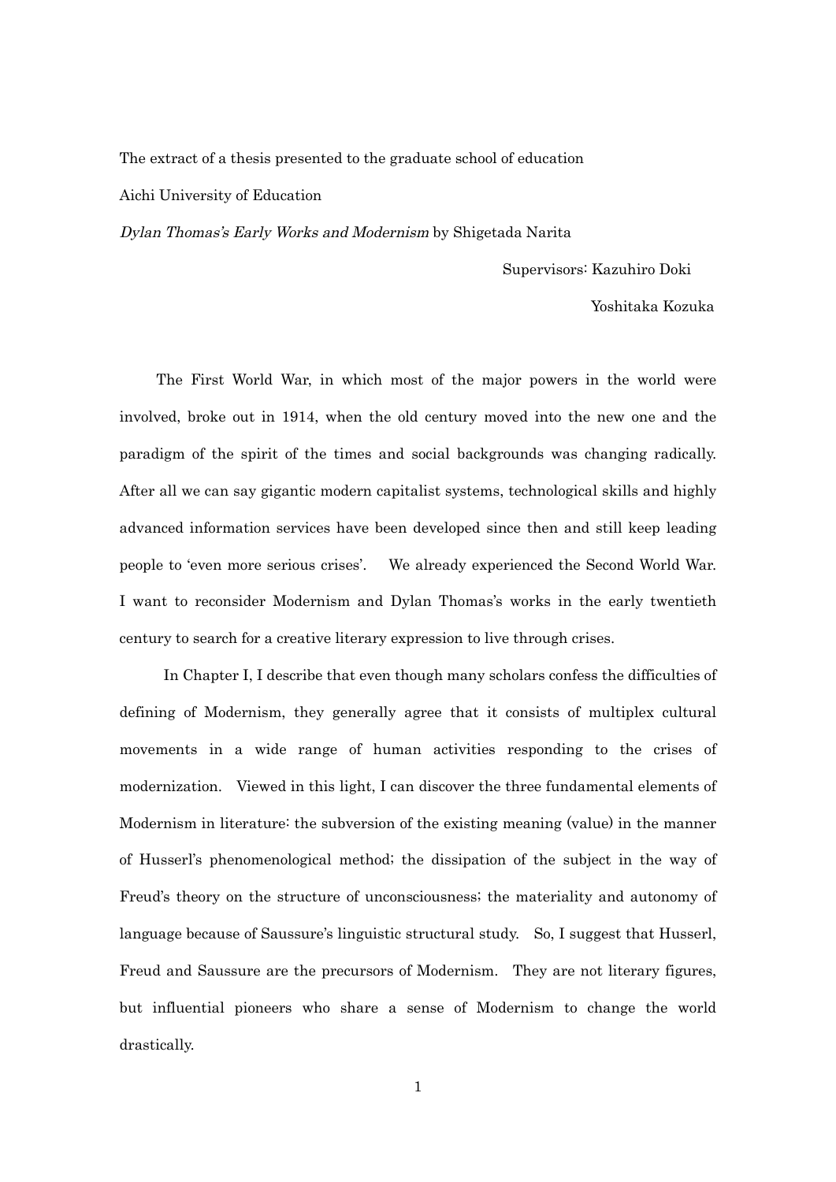The extract of a thesis presented to the graduate school of education

Aichi University of Education

*Dylan Thomas's Early Works and Modernism* by Shigetada Narita

Supervisors: Kazuhiro Doki

Yoshitaka Kozuka

The First World War, in which most of the major powers in the world were involved, broke out in 1914, when the old century moved into the new one and the paradigm of the spirit of the times and social backgrounds was changing radically. After all we can say gigantic modern capitalist systems, technological skills and highly advanced information services have been developed since then and still keep leading people to 'even more serious crises'. We already experienced the Second World War. I want to reconsider Modernism and Dylan Thomas's works in the early twentieth century to search for a creative literary expression to live through crises.

In Chapter I, I describe that even though many scholars confess the difficulties of defining of Modernism, they generally agree that it consists of multiplex cultural movements in a wide range of human activities responding to the crises of modernization. Viewed in this light, I can discover the three fundamental elements of Modernism in literature: the subversion of the existing meaning (value) in the manner of Husserl's phenomenological method; the dissipation of the subject in the way of Freud's theory on the structure of unconsciousness; the materiality and autonomy of language because of Saussure's linguistic structural study. So, I suggest that Husserl, Freud and Saussure are the precursors of Modernism. They are not literary figures, but influential pioneers who share a sense of Modernism to change the world drastically.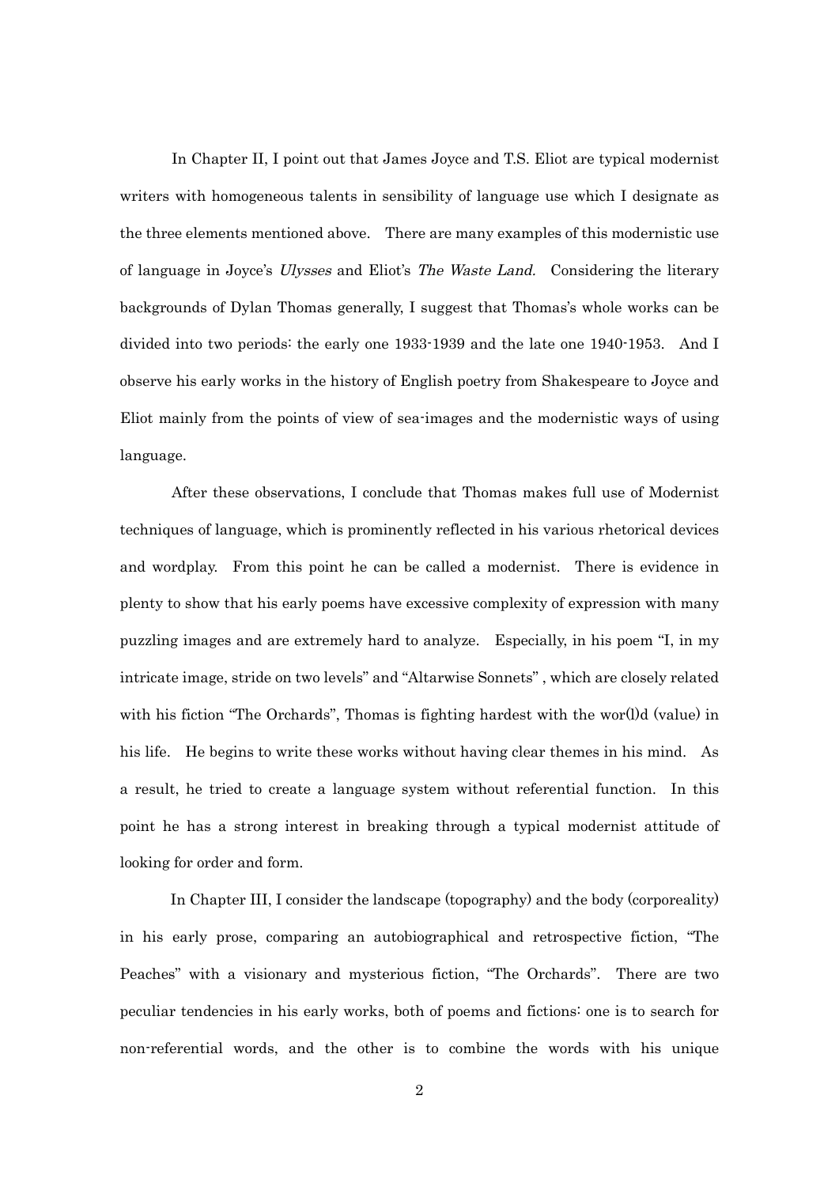In Chapter II, I point out that James Joyce and T.S. Eliot are typical modernist writers with homogeneous talents in sensibility of language use which I designate as the three elements mentioned above. There are many examples of this modernistic use of language in Joyce's *Ulysses* and Eliot's *The Waste Land.* Considering the literary backgrounds of Dylan Thomas generally, I suggest that Thomas's whole works can be divided into two periods: the early one 1933-1939 and the late one 1940-1953. And I observe his early works in the history of English poetry from Shakespeare to Joyce and Eliot mainly from the points of view of sea-images and the modernistic ways of using language.

After these observations, I conclude that Thomas makes full use of Modernist techniques of language, which is prominently reflected in his various rhetorical devices and wordplay. From this point he can be called a modernist. There is evidence in plenty to show that his early poems have excessive complexity of expression with many puzzling images and are extremely hard to analyze. Especially, in his poem "I, in my intricate image, stride on two levels" and "Altarwise Sonnets" , which are closely related with his fiction "The Orchards", Thomas is fighting hardest with the wor(l)d (value) in his life. He begins to write these works without having clear themes in his mind. As a result, he tried to create a language system without referential function. In this point he has a strong interest in breaking through a typical modernist attitude of looking for order and form.

In Chapter III, I consider the landscape (topography) and the body (corporeality) in his early prose, comparing an autobiographical and retrospective fiction, "The Peaches" with a visionary and mysterious fiction, "The Orchards". There are two peculiar tendencies in his early works, both of poems and fictions: one is to search for non-referential words, and the other is to combine the words with his unique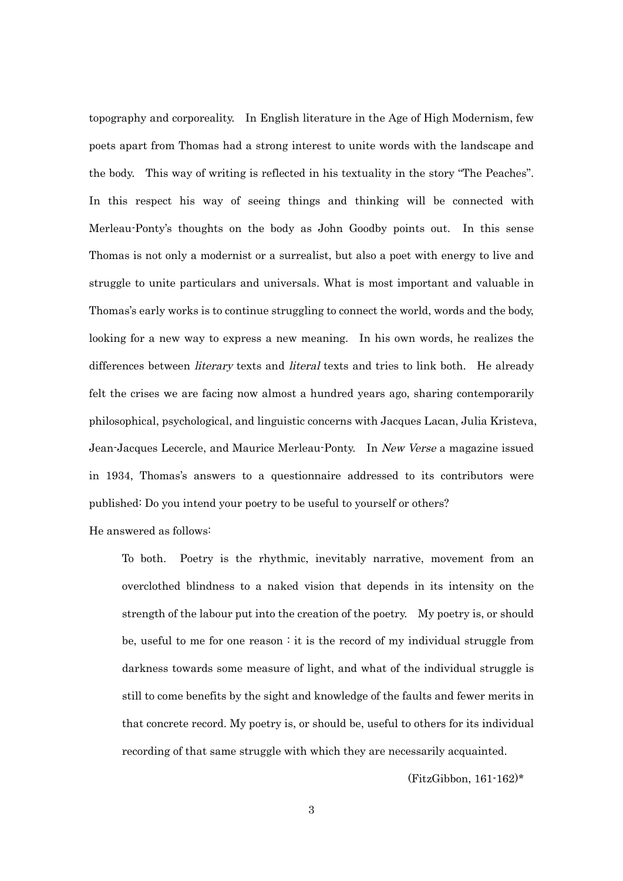topography and corporeality. In English literature in the Age of High Modernism, few poets apart from Thomas had a strong interest to unite words with the landscape and the body. This way of writing is reflected in his textuality in the story "The Peaches". In this respect his way of seeing things and thinking will be connected with Merleau-Ponty's thoughts on the body as John Goodby points out. In this sense Thomas is not only a modernist or a surrealist, but also a poet with energy to live and struggle to unite particulars and universals. What is most important and valuable in Thomas's early works is to continue struggling to connect the world, words and the body, looking for a new way to express a new meaning. In his own words, he realizes the differences between *literary* texts and *literal* texts and tries to link both. He already felt the crises we are facing now almost a hundred years ago, sharing contemporarily philosophical, psychological, and linguistic concerns with Jacques Lacan, Julia Kristeva, Jean-Jacques Lecercle, and Maurice Merleau-Ponty. In *New Verse* a magazine issued in 1934, Thomas's answers to a questionnaire addressed to its contributors were published: Do you intend your poetry to be useful to yourself or others?

He answered as follows:

> To both. Poetry is the rhythmic, inevitably narrative, movement from an overclothed blindness to a naked vision that depends in its intensity on the strength of the labour put into the creation of the poetry. My poetry is, or should be, useful to me for one reason : it is the record of my individual struggle from darkness towards some measure of light, and what of the individual struggle is still to come benefits by the sight and knowledge of the faults and fewer merits in that concrete record. My poetry is, or should be, useful to others for its individual recording of that same struggle with which they are necessarily acquainted.
>
> (FitzGibbon, 161-162)*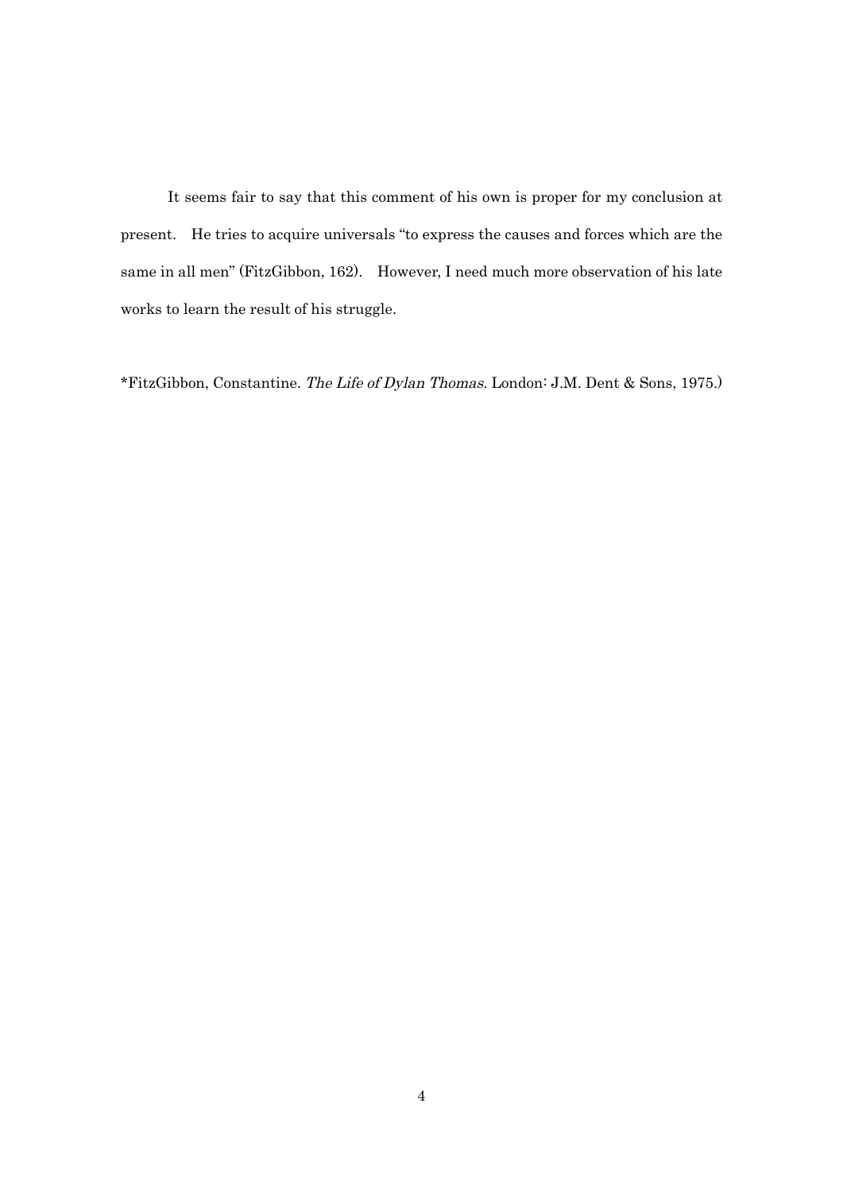It seems fair to say that this comment of his own is proper for my conclusion at present. He tries to acquire universals "to express the causes and forces which are the same in all men" (FitzGibbon, 162). However, I need much more observation of his late works to learn the result of his struggle.

*FitzGibbon, Constantine. *The Life of Dylan Thomas*. London: J.M. Dent & Sons, 1975.)